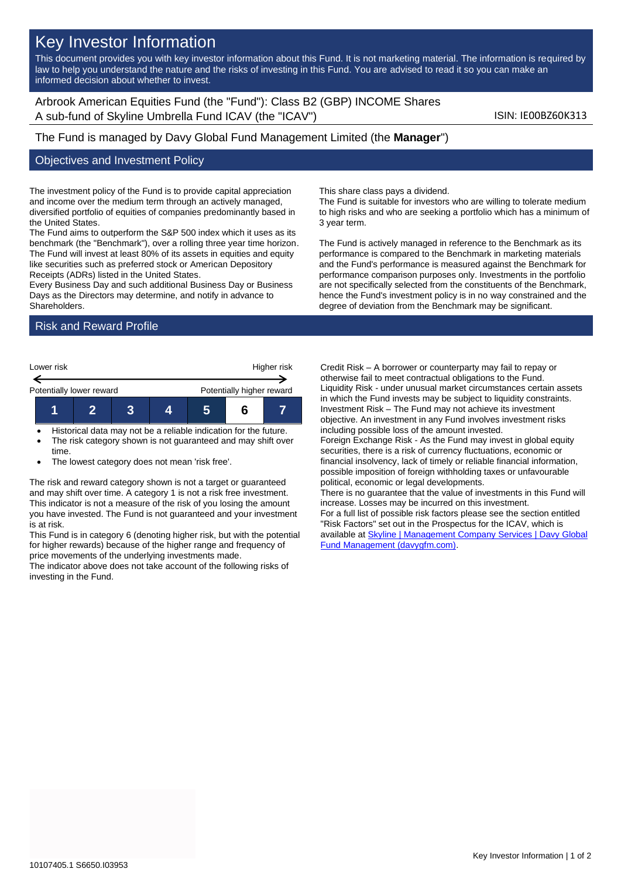# Key Investor Information

This document provides you with key investor information about this Fund. It is not marketing material. The information is required by law to help you understand the nature and the risks of investing in this Fund. You are advised to read it so you can make an informed decision about whether to invest.

Arbrook American Equities Fund (the "Fund"): Class B2 (GBP) INCOME Shares
A sub-fund of Skyline Umbrella Fund ICAV (the "ICAV")

ISIN: IE00BZ60K313

The Fund is managed by Davy Global Fund Management Limited (the **Manager**")

## Objectives and Investment Policy

The investment policy of the Fund is to provide capital appreciation and income over the medium term through an actively managed, diversified portfolio of equities of companies predominantly based in the United States.
The Fund aims to outperform the S&P 500 index which it uses as its benchmark (the "Benchmark"), over a rolling three year time horizon.
The Fund will invest at least 80% of its assets in equities and equity like securities such as preferred stock or American Depository Receipts (ADRs) listed in the United States.
Every Business Day and such additional Business Day or Business Days as the Directors may determine, and notify in advance to Shareholders.

This share class pays a dividend.
The Fund is suitable for investors who are willing to tolerate medium to high risks and who are seeking a portfolio which has a minimum of 3 year term.

The Fund is actively managed in reference to the Benchmark as its performance is compared to the Benchmark in marketing materials and the Fund's performance is measured against the Benchmark for performance comparison purposes only. Investments in the portfolio are not specifically selected from the constituents of the Benchmark, hence the Fund's investment policy is in no way constrained and the degree of deviation from the Benchmark may be significant.

## Risk and Reward Profile

Lower risk — Higher risk

Potentially lower reward — Potentially higher reward

| 1 | 2 | 3 | 4 | 5 | **6** | 7 |
|---|---|---|---|---|---|---|

- Historical data may not be a reliable indication for the future.
- The risk category shown is not guaranteed and may shift over time.
- The lowest category does not mean 'risk free'.

The risk and reward category shown is not a target or guaranteed and may shift over time. A category 1 is not a risk free investment. This indicator is not a measure of the risk of you losing the amount you have invested. The Fund is not guaranteed and your investment is at risk.
This Fund is in category 6 (denoting higher risk, but with the potential for higher rewards) because of the higher range and frequency of price movements of the underlying investments made.
The indicator above does not take account of the following risks of investing in the Fund.

Credit Risk – A borrower or counterparty may fail to repay or otherwise fail to meet contractual obligations to the Fund.
Liquidity Risk - under unusual market circumstances certain assets in which the Fund invests may be subject to liquidity constraints.
Investment Risk – The Fund may not achieve its investment objective. An investment in any Fund involves investment risks including possible loss of the amount invested.
Foreign Exchange Risk - As the Fund may invest in global equity securities, there is a risk of currency fluctuations, economic or financial insolvency, lack of timely or reliable financial information, possible imposition of foreign withholding taxes or unfavourable political, economic or legal developments.
There is no guarantee that the value of investments in this Fund will increase. Losses may be incurred on this investment.
For a full list of possible risk factors please see the section entitled "Risk Factors" set out in the Prospectus for the ICAV, which is available at [Skyline | Management Company Services | Davy Global Fund Management (davygfm.com)](davygfm.com).

10107405.1 S6650.I03953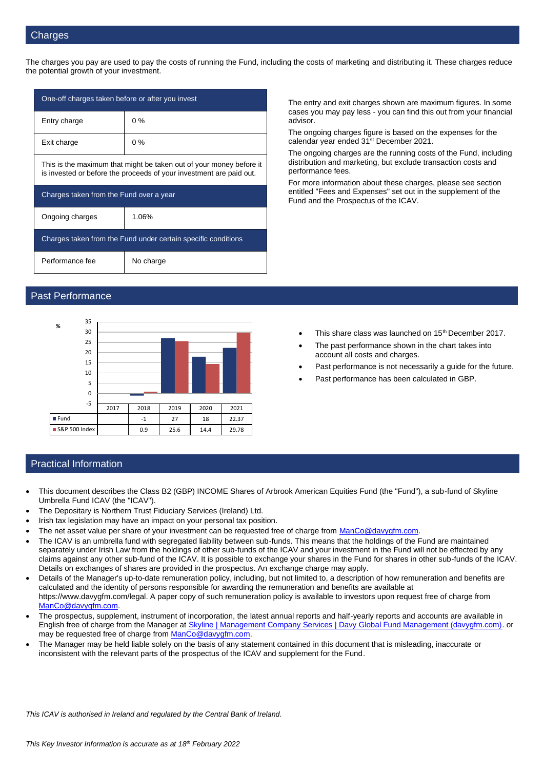## Charges

The charges you pay are used to pay the costs of running the Fund, including the costs of marketing and distributing it. These charges reduce the potential growth of your investment.

| One-off charges taken before or after you invest | |
|---|---|
| Entry charge | 0 % |
| Exit charge | 0 % |
| This is the maximum that might be taken out of your money before it is invested or before the proceeds of your investment are paid out. | |
| **Charges taken from the Fund over a year** | |
| Ongoing charges | 1.06% |
| **Charges taken from the Fund under certain specific conditions** | |
| Performance fee | No charge |

The entry and exit charges shown are maximum figures. In some cases you may pay less - you can find this out from your financial advisor.

The ongoing charges figure is based on the expenses for the calendar year ended 31st December 2021.

The ongoing charges are the running costs of the Fund, including distribution and marketing, but exclude transaction costs and performance fees.

For more information about these charges, please see section entitled "Fees and Expenses" set out in the supplement of the Fund and the Prospectus of the ICAV.

## Past Performance

%

35
30
25
20
15
10
5
0
-5

2017 2018 2019 2020 2021

Fund: -1, 27, 18, 22.37

S&P 500 Index: 0.9, 25.6, 14.4, 29.78

- This share class was launched on 15th December 2017.
- The past performance shown in the chart takes into account all costs and charges.
- Past performance is not necessarily a guide for the future.
- Past performance has been calculated in GBP.

## Practical Information

- This document describes the Class B2 (GBP) INCOME Shares of Arbrook American Equities Fund (the "Fund"), a sub-fund of Skyline Umbrella Fund ICAV (the "ICAV").
- The Depositary is Northern Trust Fiduciary Services (Ireland) Ltd.
- Irish tax legislation may have an impact on your personal tax position.
- The net asset value per share of your investment can be requested free of charge from ManCo@davygfm.com.
- The ICAV is an umbrella fund with segregated liability between sub-funds. This means that the holdings of the Fund are maintained separately under Irish Law from the holdings of other sub-funds of the ICAV and your investment in the Fund will not be effected by any claims against any other sub-fund of the ICAV. It is possible to exchange your shares in the Fund for shares in other sub-funds of the ICAV. Details on exchanges of shares are provided in the prospectus. An exchange charge may apply.
- Details of the Manager's up-to-date remuneration policy, including, but not limited to, a description of how remuneration and benefits are calculated and the identity of persons responsible for awarding the remuneration and benefits are available at https://www.davygfm.com/legal. A paper copy of such remuneration policy is available to investors upon request free of charge from ManCo@davygfm.com.
- The prospectus, supplement, instrument of incorporation, the latest annual reports and half-yearly reports and accounts are available in English free of charge from the Manager at Skyline | Management Company Services | Davy Global Fund Management (davygfm.com). or may be requested free of charge from ManCo@davygfm.com.
- The Manager may be held liable solely on the basis of any statement contained in this document that is misleading, inaccurate or inconsistent with the relevant parts of the prospectus of the ICAV and supplement for the Fund.

*This ICAV is authorised in Ireland and regulated by the Central Bank of Ireland.*

*This Key Investor Information is accurate as at 18th February 2022*